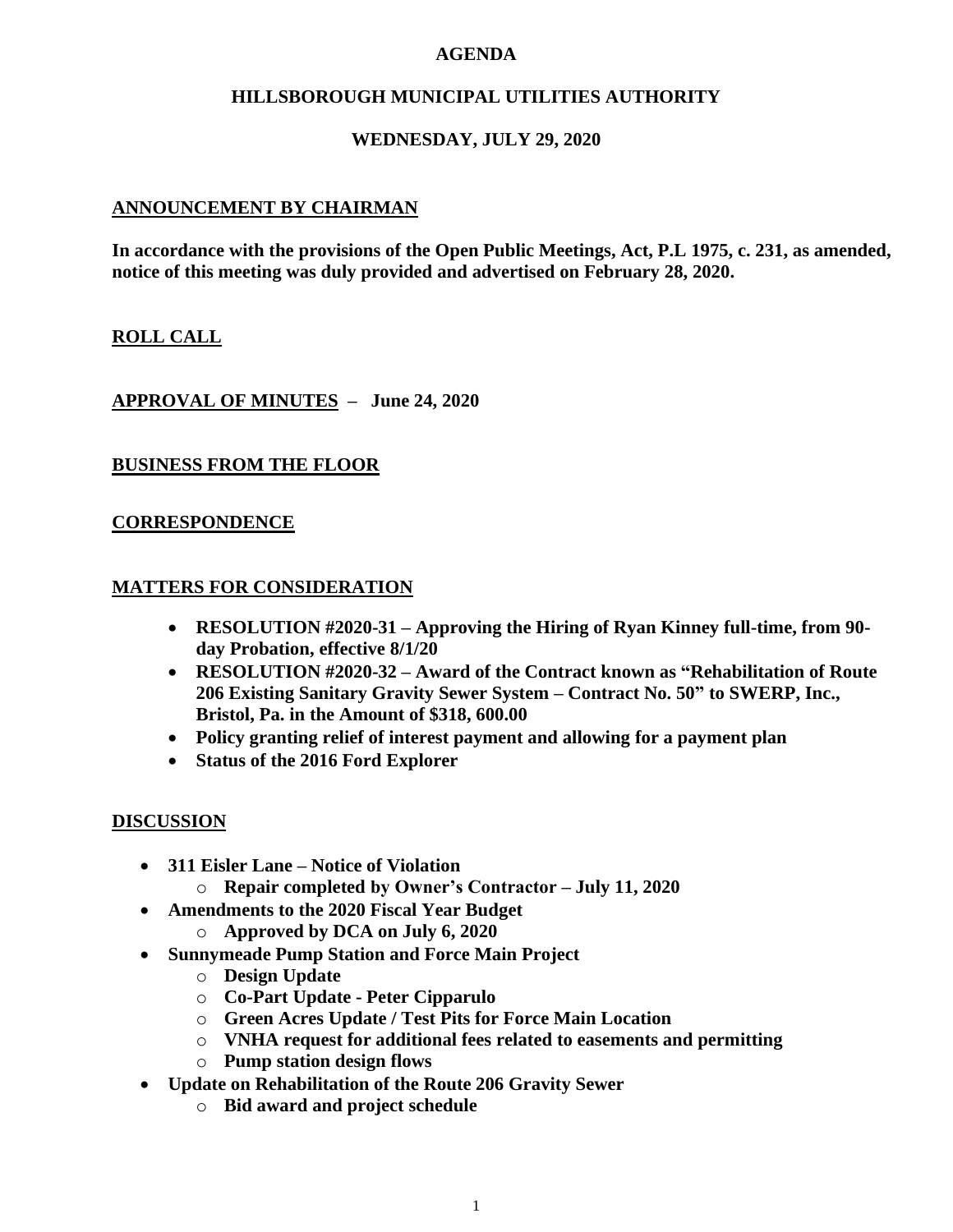# AGENDA

## HILLSBOROUGH MUNICIPAL UTILITIES AUTHORITY

## WEDNESDAY, JULY 29, 2020

**ANNOUNCEMENT BY CHAIRMAN**

**In accordance with the provisions of the Open Public Meetings, Act, P.L 1975, c. 231, as amended, notice of this meeting was duly provided and advertised on February 28, 2020.**

**ROLL CALL**

**APPROVAL OF MINUTES – June 24, 2020**

**BUSINESS FROM THE FLOOR**

**CORRESPONDENCE**

**MATTERS FOR CONSIDERATION**

- **RESOLUTION #2020-31 – Approving the Hiring of Ryan Kinney full-time, from 90-day Probation, effective 8/1/20**
- **RESOLUTION #2020-32 – Award of the Contract known as "Rehabilitation of Route 206 Existing Sanitary Gravity Sewer System – Contract No. 50" to SWERP, Inc., Bristol, Pa. in the Amount of $318, 600.00**
- **Policy granting relief of interest payment and allowing for a payment plan**
- **Status of the 2016 Ford Explorer**

**DISCUSSION**

- **311 Eisler Lane – Notice of Violation**
  - **Repair completed by Owner's Contractor – July 11, 2020**
- **Amendments to the 2020 Fiscal Year Budget**
  - **Approved by DCA on July 6, 2020**
- **Sunnymeade Pump Station and Force Main Project**
  - **Design Update**
  - **Co-Part Update - Peter Cipparulo**
  - **Green Acres Update / Test Pits for Force Main Location**
  - **VNHA request for additional fees related to easements and permitting**
  - **Pump station design flows**
- **Update on Rehabilitation of the Route 206 Gravity Sewer**
  - **Bid award and project schedule**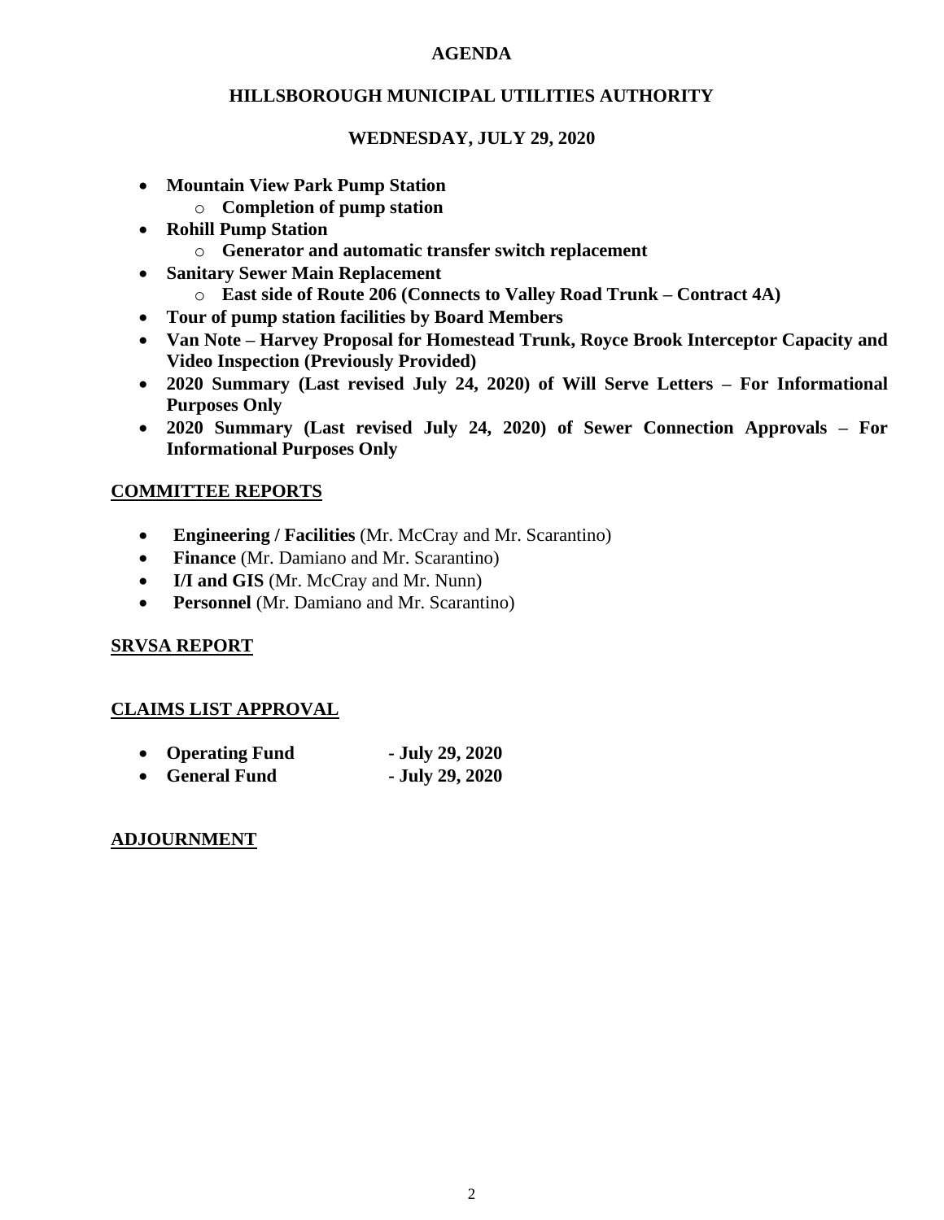**AGENDA**

**HILLSBOROUGH MUNICIPAL UTILITIES AUTHORITY**

**WEDNESDAY, JULY 29, 2020**

- **Mountain View Park Pump Station**
  - **Completion of pump station**
- **Rohill Pump Station**
  - **Generator and automatic transfer switch replacement**
- **Sanitary Sewer Main Replacement**
  - **East side of Route 206 (Connects to Valley Road Trunk – Contract 4A)**
- **Tour of pump station facilities by Board Members**
- **Van Note – Harvey Proposal for Homestead Trunk, Royce Brook Interceptor Capacity and Video Inspection (Previously Provided)**
- **2020 Summary (Last revised July 24, 2020) of Will Serve Letters – For Informational Purposes Only**
- **2020 Summary (Last revised July 24, 2020) of Sewer Connection Approvals – For Informational Purposes Only**

## COMMITTEE REPORTS

- **Engineering / Facilities** (Mr. McCray and Mr. Scarantino)
- **Finance** (Mr. Damiano and Mr. Scarantino)
- **I/I and GIS** (Mr. McCray and Mr. Nunn)
- **Personnel** (Mr. Damiano and Mr. Scarantino)

## SRVSA REPORT

## CLAIMS LIST APPROVAL

- **Operating Fund - July 29, 2020**
- **General Fund - July 29, 2020**

## ADJOURNMENT